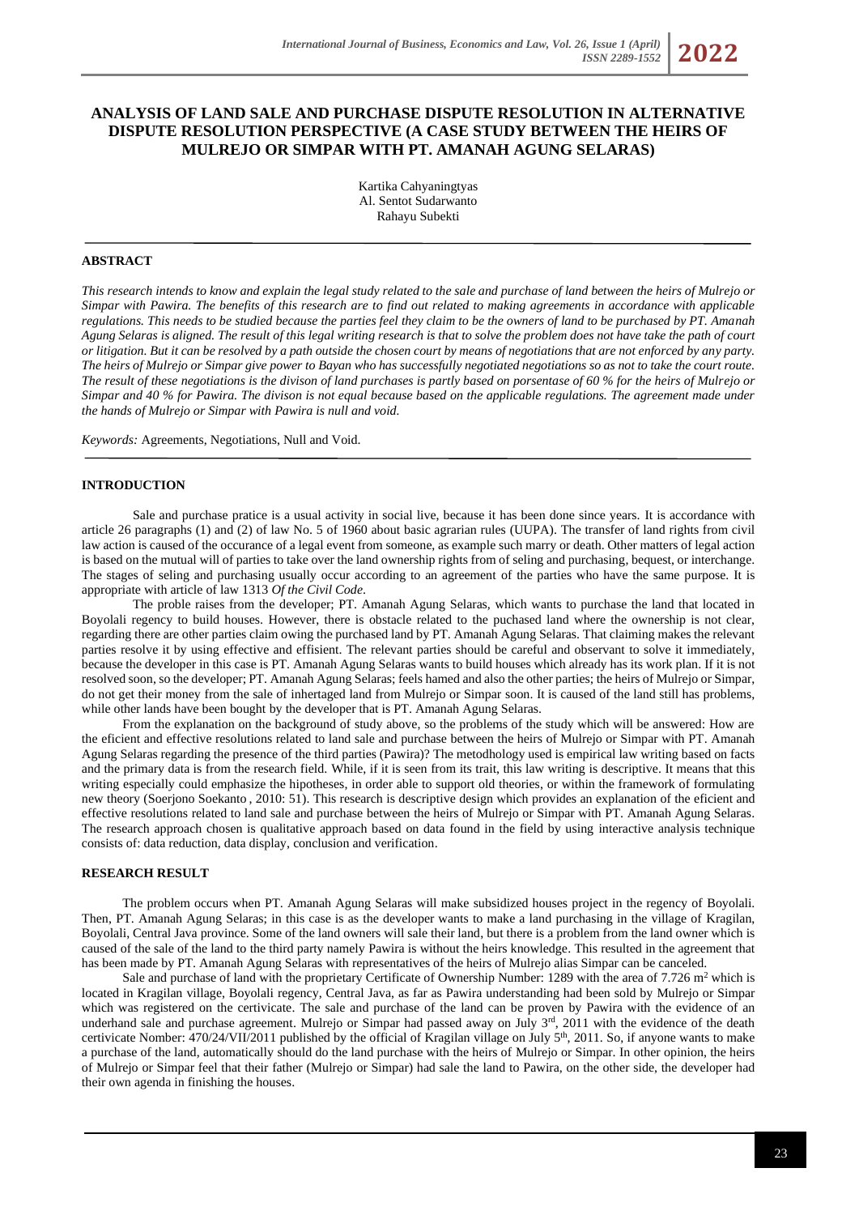# ANALYSIS OF LAND SALE AND PURCHASE DISPUTE RESOLUTION IN ALTERNATIVE DISPUTE RESOLUTION PERSPECTIVE (A CASE STUDY BETWEEN THE HEIRS OF MULREJO OR SIMPAR WITH PT. AMANAH AGUNG SELARAS)

Kartika Cahyaningtyas
Al. Sentot Sudarwanto
Rahayu Subekti

## ABSTRACT

*This research intends to know and explain the legal study related to the sale and purchase of land between the heirs of Mulrejo or Simpar with Pawira. The benefits of this research are to find out related to making agreements in accordance with applicable regulations. This needs to be studied because the parties feel they claim to be the owners of land to be purchased by PT. Amanah Agung Selaras is aligned. The result of this legal writing research is that to solve the problem does not have take the path of court or litigation. But it can be resolved by a path outside the chosen court by means of negotiations that are not enforced by any party. The heirs of Mulrejo or Simpar give power to Bayan who has successfully negotiated negotiations so as not to take the court route. The result of these negotiations is the divison of land purchases is partly based on porsentase of 60 % for the heirs of Mulrejo or Simpar and 40 % for Pawira. The divison is not equal because based on the applicable regulations. The agreement made under the hands of Mulrejo or Simpar with Pawira is null and void.*

*Keywords:* Agreements, Negotiations, Null and Void.

## INTRODUCTION

Sale and purchase pratice is a usual activity in social live, because it has been done since years. It is accordance with article 26 paragraphs (1) and (2) of law No. 5 of 1960 about basic agrarian rules (UUPA). The transfer of land rights from civil law action is caused of the occurance of a legal event from someone, as example such marry or death. Other matters of legal action is based on the mutual will of parties to take over the land ownership rights from of seling and purchasing, bequest, or interchange. The stages of seling and purchasing usually occur according to an agreement of the parties who have the same purpose. It is appropriate with article of law 1313 *Of the Civil Code*.

The proble raises from the developer; PT. Amanah Agung Selaras, which wants to purchase the land that located in Boyolali regency to build houses. However, there is obstacle related to the puchased land where the ownership is not clear, regarding there are other parties claim owing the purchased land by PT. Amanah Agung Selaras. That claiming makes the relevant parties resolve it by using effective and effisient. The relevant parties should be careful and observant to solve it immediately, because the developer in this case is PT. Amanah Agung Selaras wants to build houses which already has its work plan. If it is not resolved soon, so the developer; PT. Amanah Agung Selaras; feels hamed and also the other parties; the heirs of Mulrejo or Simpar, do not get their money from the sale of inhertaged land from Mulrejo or Simpar soon. It is caused of the land still has problems, while other lands have been bought by the developer that is PT. Amanah Agung Selaras.

From the explanation on the background of study above, so the problems of the study which will be answered: How are the eficient and effective resolutions related to land sale and purchase between the heirs of Mulrejo or Simpar with PT. Amanah Agung Selaras regarding the presence of the third parties (Pawira)? The metodhology used is empirical law writing based on facts and the primary data is from the research field. While, if it is seen from its trait, this law writing is descriptive. It means that this writing especially could emphasize the hipotheses, in order able to support old theories, or within the framework of formulating new theory (Soerjono Soekanto , 2010: 51). This research is descriptive design which provides an explanation of the eficient and effective resolutions related to land sale and purchase between the heirs of Mulrejo or Simpar with PT. Amanah Agung Selaras. The research approach chosen is qualitative approach based on data found in the field by using interactive analysis technique consists of: data reduction, data display, conclusion and verification.

## RESEARCH RESULT

The problem occurs when PT. Amanah Agung Selaras will make subsidized houses project in the regency of Boyolali. Then, PT. Amanah Agung Selaras; in this case is as the developer wants to make a land purchasing in the village of Kragilan, Boyolali, Central Java province. Some of the land owners will sale their land, but there is a problem from the land owner which is caused of the sale of the land to the third party namely Pawira is without the heirs knowledge. This resulted in the agreement that has been made by PT. Amanah Agung Selaras with representatives of the heirs of Mulrejo alias Simpar can be canceled.

Sale and purchase of land with the proprietary Certificate of Ownership Number: 1289 with the area of 7.726 m$^2$ which is located in Kragilan village, Boyolali regency, Central Java, as far as Pawira understanding had been sold by Mulrejo or Simpar which was registered on the certivicate. The sale and purchase of the land can be proven by Pawira with the evidence of an underhand sale and purchase agreement. Mulrejo or Simpar had passed away on July 3$^{rd}$, 2011 with the evidence of the death certivicate Nomber: 470/24/VII/2011 published by the official of Kragilan village on July 5$^{th}$, 2011. So, if anyone wants to make a purchase of the land, automatically should do the land purchase with the heirs of Mulrejo or Simpar. In other opinion, the heirs of Mulrejo or Simpar feel that their father (Mulrejo or Simpar) had sale the land to Pawira, on the other side, the developer had their own agenda in finishing the houses.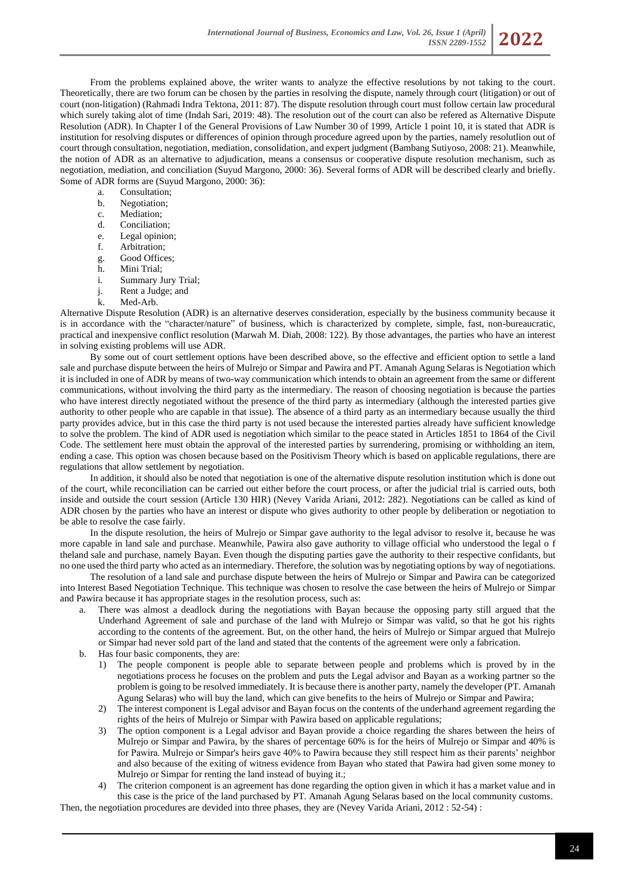From the problems explained above, the writer wants to analyze the effective resolutions by not taking to the court. Theoretically, there are two forum can be chosen by the parties in resolving the dispute, namely through court (litigation) or out of court (non-litigation) (Rahmadi Indra Tektona, 2011: 87). The dispute resolution through court must follow certain law procedural which surely taking alot of time (Indah Sari, 2019: 48). The resolution out of the court can also be refered as Alternative Dispute Resolution (ADR). In Chapter I of the General Provisions of Law Number 30 of 1999, Article 1 point 10, it is stated that ADR is institution for resolving disputes or differences of opinion through procedure agreed upon by the parties, namely resolutlion out of court through consultation, negotiation, mediation, consolidation, and expert judgment (Bambang Sutiyoso, 2008: 21). Meanwhile, the notion of ADR as an alternative to adjudication, means a consensus or cooperative dispute resolution mechanism, such as negotiation, mediation, and conciliation (Suyud Margono, 2000: 36). Several forms of ADR will be described clearly and briefly. Some of ADR forms are (Suyud Margono, 2000: 36):

a. Consultation;
b. Negotiation;
c. Mediation;
d. Conciliation;
e. Legal opinion;
f. Arbitration;
g. Good Offices;
h. Mini Trial;
i. Summary Jury Trial;
j. Rent a Judge; and
k. Med-Arb.

Alternative Dispute Resolution (ADR) is an alternative deserves consideration, especially by the business community because it is in accordance with the "character/nature" of business, which is characterized by complete, simple, fast, non-bureaucratic, practical and inexpensive conflict resolution (Marwah M. Diah, 2008: 122). By those advantages, the parties who have an interest in solving existing problems will use ADR.

By some out of court settlement options have been described above, so the effective and efficient option to settle a land sale and purchase dispute between the heirs of Mulrejo or Simpar and Pawira and PT. Amanah Agung Selaras is Negotiation which it is included in one of ADR by means of two-way communication which intends to obtain an agreement from the same or different communications, without involving the third party as the intermediary. The reason of choosing negotiation is because the parties who have interest directly negotiated without the presence of the third party as intermediary (although the interested parties give authority to other people who are capable in that issue). The absence of a third party as an intermediary because usually the third party provides advice, but in this case the third party is not used because the interested parties already have sufficient knowledge to solve the problem. The kind of ADR used is negotiation which similar to the peace stated in Articles 1851 to 1864 of the Civil Code. The settlement here must obtain the approval of the interested parties by surrendering, promising or withholding an item, ending a case. This option was chosen because based on the Positivism Theory which is based on applicable regulations, there are regulations that allow settlement by negotiation.

In addition, it should also be noted that negotiation is one of the alternative dispute resolution institution which is done out of the court, while reconciliation can be carried out either before the court process, or after the judicial trial is carried outs, both inside and outside the court session (Article 130 HIR) (Nevey Varida Ariani, 2012: 282). Negotiations can be called as kind of ADR chosen by the parties who have an interest or dispute who gives authority to other people by deliberation or negotiation to be able to resolve the case fairly.

In the dispute resolution, the heirs of Mulrejo or Simpar gave authority to the legal advisor to resolve it, because he was more capable in land sale and purchase. Meanwhile, Pawira also gave authority to village official who understood the legal o f theland sale and purchase, namely Bayan. Even though the disputing parties gave the authority to their respective confidants, but no one used the third party who acted as an intermediary. Therefore, the solution was by negotiating options by way of negotiations.

The resolution of a land sale and purchase dispute between the heirs of Mulrejo or Simpar and Pawira can be categorized into Interest Based Negotiation Technique. This technique was chosen to resolve the case between the heirs of Mulrejo or Simpar and Pawira because it has appropriate stages in the resolution process, such as:

a. There was almost a deadlock during the negotiations with Bayan because the opposing party still argued that the Underhand Agreement of sale and purchase of the land with Mulrejo or Simpar was valid, so that he got his rights according to the contents of the agreement. But, on the other hand, the heirs of Mulrejo or Simpar argued that Mulrejo or Simpar had never sold part of the land and stated that the contents of the agreement were only a fabrication.
b. Has four basic components, they are:
   1) The people component is people able to separate between people and problems which is proved by in the negotiations process he focuses on the problem and puts the Legal advisor and Bayan as a working partner so the problem is going to be resolved immediately. It is because there is another party, namely the developer (PT. Amanah Agung Selaras) who will buy the land, which can give benefits to the heirs of Mulrejo or Simpar and Pawira;
   2) The interest component is Legal advisor and Bayan focus on the contents of the underhand agreement regarding the rights of the heirs of Mulrejo or Simpar with Pawira based on applicable regulations;
   3) The option component is a Legal advisor and Bayan provide a choice regarding the shares between the heirs of Mulrejo or Simpar and Pawira, by the shares of percentage 60% is for the heirs of Mulrejo or Simpar and 40% is for Pawira. Mulrejo or Simpar's heirs gave 40% to Pawira because they still respect him as their parents' neighbor and also because of the exiting of witness evidence from Bayan who stated that Pawira had given some money to Mulrejo or Simpar for renting the land instead of buying it.;
   4) The criterion component is an agreement has done regarding the option given in which it has a market value and in this case is the price of the land purchased by PT. Amanah Agung Selaras based on the local community customs.

Then, the negotiation procedures are devided into three phases, they are (Nevey Varida Ariani, 2012 : 52-54) :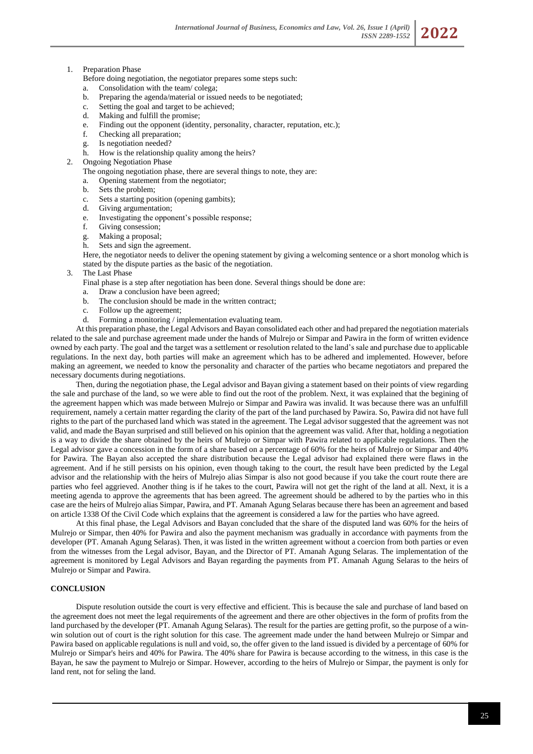1. Preparation Phase

   Before doing negotiation, the negotiator prepares some steps such:

   a. Consolidation with the team/ colega;
   b. Preparing the agenda/material or issued needs to be negotiated;
   c. Setting the goal and target to be achieved;
   d. Making and fulfill the promise;
   e. Finding out the opponent (identity, personality, character, reputation, etc.);
   f. Checking all preparation;
   g. Is negotiation needed?
   h. How is the relationship quality among the heirs?

2. Ongoing Negotiation Phase

   The ongoing negotiation phase, there are several things to note, they are:

   a. Opening statement from the negotiator;
   b. Sets the problem;
   c. Sets a starting position (opening gambits);
   d. Giving argumentation;
   e. Investigating the opponent's possible response;
   f. Giving consession;
   g. Making a proposal;
   h. Sets and sign the agreement.

   Here, the negotiator needs to deliver the opening statement by giving a welcoming sentence or a short monolog which is stated by the dispute parties as the basic of the negotiation.

3. The Last Phase

   Final phase is a step after negotiation has been done. Several things should be done are:

   a. Draw a conclusion have been agreed;
   b. The conclusion should be made in the written contract;
   c. Follow up the agreement;
   d. Forming a monitoring / implementation evaluating team.

At this preparation phase, the Legal Advisors and Bayan consolidated each other and had prepared the negotiation materials related to the sale and purchase agreement made under the hands of Mulrejo or Simpar and Pawira in the form of written evidence owned by each party. The goal and the target was a settlement or resolution related to the land's sale and purchase due to applicable regulations. In the next day, both parties will make an agreement which has to be adhered and implemented. However, before making an agreement, we needed to know the personality and character of the parties who became negotiators and prepared the necessary documents during negotiations.

Then, during the negotiation phase, the Legal advisor and Bayan giving a statement based on their points of view regarding the sale and purchase of the land, so we were able to find out the root of the problem. Next, it was explained that the begining of the agreement happen which was made between Mulrejo or Simpar and Pawira was invalid. It was because there was an unfulfill requirement, namely a certain matter regarding the clarity of the part of the land purchased by Pawira. So, Pawira did not have full rights to the part of the purchased land which was stated in the agreement. The Legal advisor suggested that the agreement was not valid, and made the Bayan surprised and still believed on his opinion that the agreement was valid. After that, holding a negotiation is a way to divide the share obtained by the heirs of Mulrejo or Simpar with Pawira related to applicable regulations. Then the Legal advisor gave a concession in the form of a share based on a percentage of 60% for the heirs of Mulrejo or Simpar and 40% for Pawira. The Bayan also accepted the share distribution because the Legal advisor had explained there were flaws in the agreement. And if he still persists on his opinion, even though taking to the court, the result have been predicted by the Legal advisor and the relationship with the heirs of Mulrejo alias Simpar is also not good because if you take the court route there are parties who feel aggrieved. Another thing is if he takes to the court, Pawira will not get the right of the land at all. Next, it is a meeting agenda to approve the agreements that has been agreed. The agreement should be adhered to by the parties who in this case are the heirs of Mulrejo alias Simpar, Pawira, and PT. Amanah Agung Selaras because there has been an agreement and based on article 1338 Of the Civil Code which explains that the agreement is considered a law for the parties who have agreed.

At this final phase, the Legal Advisors and Bayan concluded that the share of the disputed land was 60% for the heirs of Mulrejo or Simpar, then 40% for Pawira and also the payment mechanism was gradually in accordance with payments from the developer (PT. Amanah Agung Selaras). Then, it was listed in the written agreement without a coercion from both parties or even from the witnesses from the Legal advisor, Bayan, and the Director of PT. Amanah Agung Selaras. The implementation of the agreement is monitored by Legal Advisors and Bayan regarding the payments from PT. Amanah Agung Selaras to the heirs of Mulrejo or Simpar and Pawira.

## CONCLUSION

Dispute resolution outside the court is very effective and efficient. This is because the sale and purchase of land based on the agreement does not meet the legal requirements of the agreement and there are other objectives in the form of profits from the land purchased by the developer (PT. Amanah Agung Selaras). The result for the parties are getting profit, so the purpose of a win-win solution out of court is the right solution for this case. The agreement made under the hand between Mulrejo or Simpar and Pawira based on applicable regulations is null and void, so, the offer given to the land issued is divided by a percentage of 60% for Mulrejo or Simpar's heirs and 40% for Pawira. The 40% share for Pawira is because according to the witness, in this case is the Bayan, he saw the payment to Mulrejo or Simpar. However, according to the heirs of Mulrejo or Simpar, the payment is only for land rent, not for seling the land.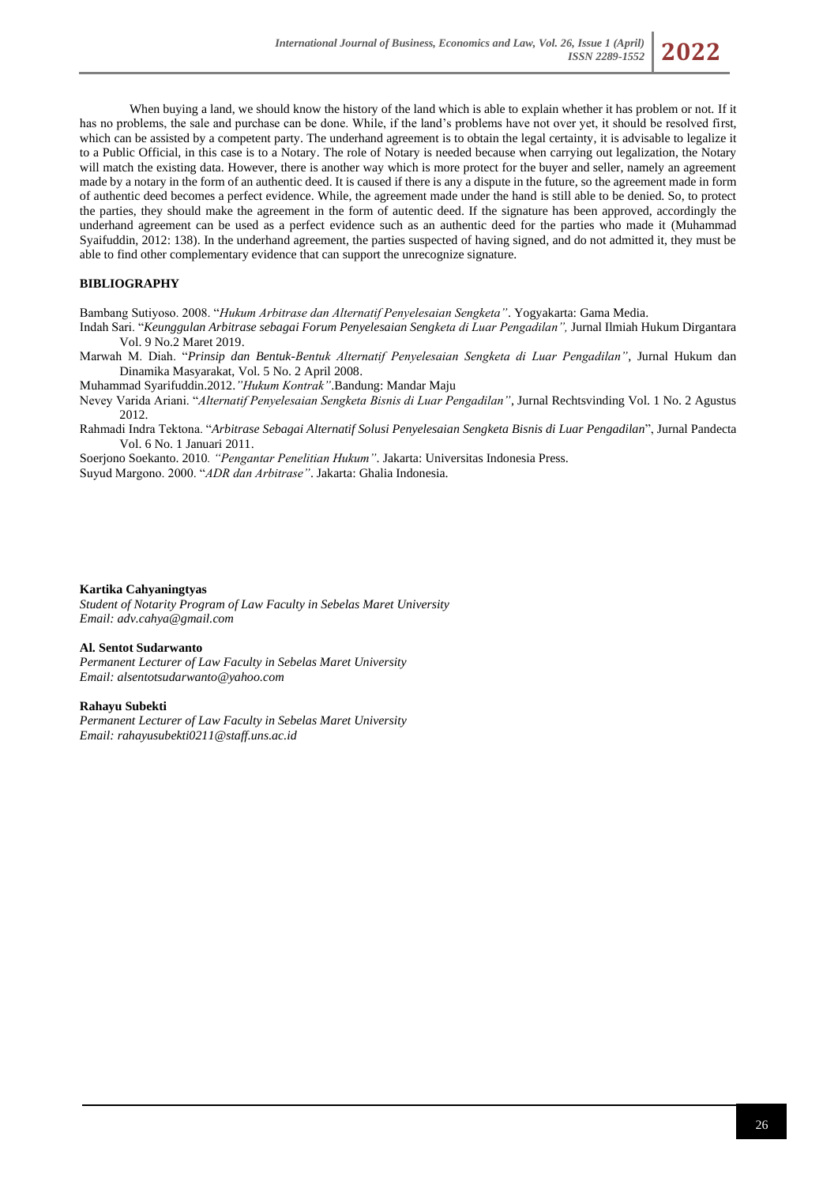When buying a land, we should know the history of the land which is able to explain whether it has problem or not. If it has no problems, the sale and purchase can be done. While, if the land's problems have not over yet, it should be resolved first, which can be assisted by a competent party. The underhand agreement is to obtain the legal certainty, it is advisable to legalize it to a Public Official, in this case is to a Notary. The role of Notary is needed because when carrying out legalization, the Notary will match the existing data. However, there is another way which is more protect for the buyer and seller, namely an agreement made by a notary in the form of an authentic deed. It is caused if there is any a dispute in the future, so the agreement made in form of authentic deed becomes a perfect evidence. While, the agreement made under the hand is still able to be denied. So, to protect the parties, they should make the agreement in the form of autentic deed. If the signature has been approved, accordingly the underhand agreement can be used as a perfect evidence such as an authentic deed for the parties who made it (Muhammad Syaifuddin, 2012: 138). In the underhand agreement, the parties suspected of having signed, and do not admitted it, they must be able to find other complementary evidence that can support the unrecognize signature.

## BIBLIOGRAPHY

Bambang Sutiyoso. 2008. "*Hukum Arbitrase dan Alternatif Penyelesaian Sengketa"*. Yogyakarta: Gama Media.

Indah Sari. "*Keunggulan Arbitrase sebagai Forum Penyelesaian Sengketa di Luar Pengadilan",* Jurnal Ilmiah Hukum Dirgantara Vol. 9 No.2 Maret 2019.

Marwah M. Diah. "*Prinsip dan Bentuk-Bentuk Alternatif Penyelesaian Sengketa di Luar Pengadilan"*, Jurnal Hukum dan Dinamika Masyarakat, Vol. 5 No. 2 April 2008.

Muhammad Syarifuddin.2012.*"Hukum Kontrak"*.Bandung: Mandar Maju

Nevey Varida Ariani. "*Alternatif Penyelesaian Sengketa Bisnis di Luar Pengadilan"*, Jurnal Rechtsvinding Vol. 1 No. 2 Agustus 2012.

Rahmadi Indra Tektona. "*Arbitrase Sebagai Alternatif Solusi Penyelesaian Sengketa Bisnis di Luar Pengadilan*", Jurnal Pandecta Vol. 6 No. 1 Januari 2011.

Soerjono Soekanto. 2010*. "Pengantar Penelitian Hukum"*. Jakarta: Universitas Indonesia Press.

Suyud Margono. 2000. "*ADR dan Arbitrase"*. Jakarta: Ghalia Indonesia.

**Kartika Cahyaningtyas**
*Student of Notarity Program of Law Faculty in Sebelas Maret University*
*Email: adv.cahya@gmail.com*

**Al. Sentot Sudarwanto**
*Permanent Lecturer of Law Faculty in Sebelas Maret University*
*Email: alsentotsudarwanto@yahoo.com*

**Rahayu Subekti**
*Permanent Lecturer of Law Faculty in Sebelas Maret University*
*Email: rahayusubekti0211@staff.uns.ac.id*